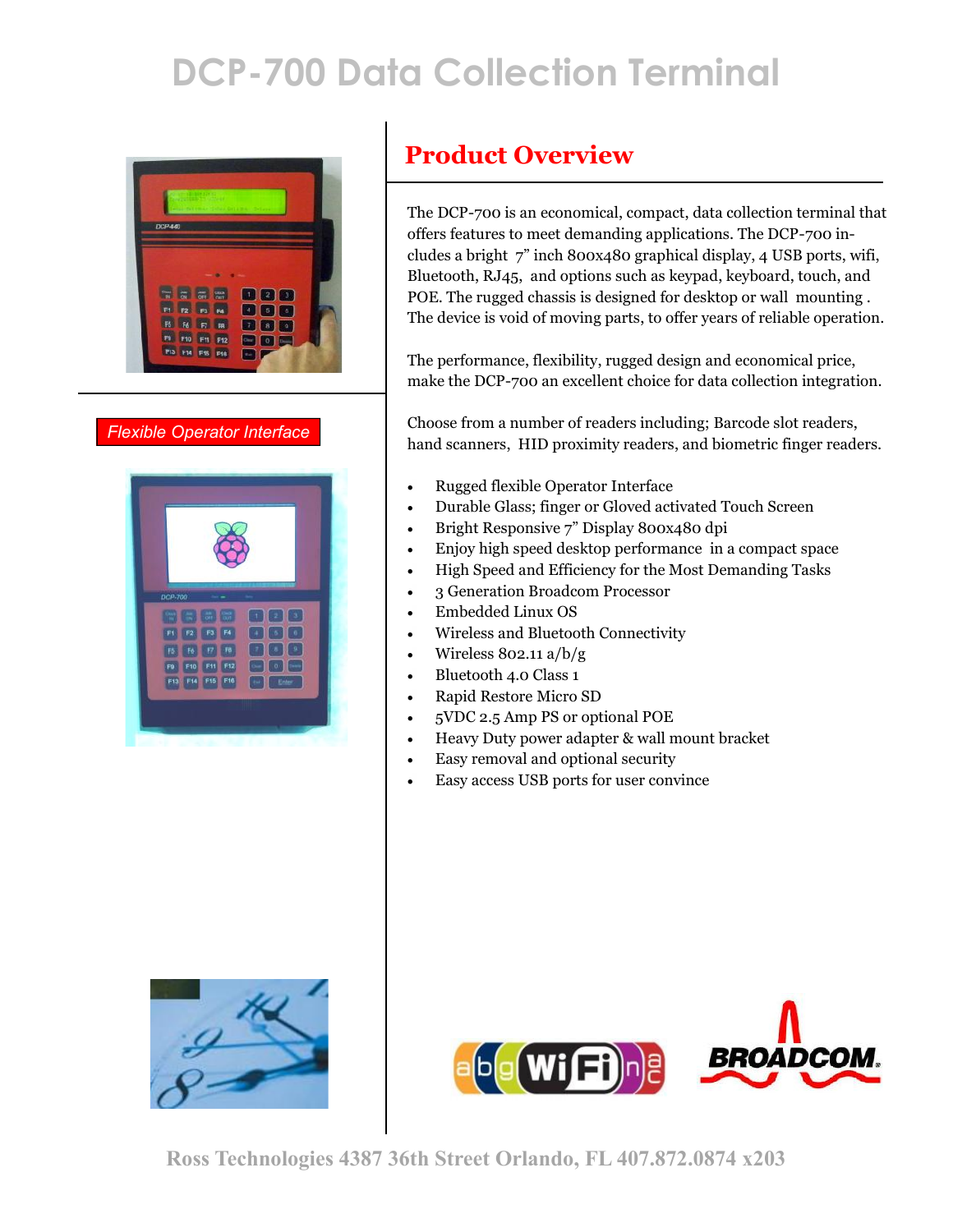# DCP-700 Data Collection Terminal

*Flexible Operator Interface*

## Product Overview

The DCP-700 is an economical, compact, data collection terminal that offers features to meet demanding applications. The DCP-700 includes a bright 7" inch 800x480 graphical display, 4 USB ports, wifi, Bluetooth, RJ45, and options such as keypad, keyboard, touch, and POE. The rugged chassis is designed for desktop or wall mounting . The device is void of moving parts, to offer years of reliable operation.

The performance, flexibility, rugged design and economical price, make the DCP-700 an excellent choice for data collection integration.

Choose from a number of readers including; Barcode slot readers, hand scanners, HID proximity readers, and biometric finger readers.

- Rugged flexible Operator Interface
- Durable Glass; finger or Gloved activated Touch Screen
- Bright Responsive 7" Display 800x480 dpi
- Enjoy high speed desktop performance in a compact space
- High Speed and Efficiency for the Most Demanding Tasks
- 3 Generation Broadcom Processor
- Embedded Linux OS
- Wireless and Bluetooth Connectivity
- Wireless 802.11 a/b/g
- Bluetooth 4.0 Class 1
- Rapid Restore Micro SD
- 5VDC 2.5 Amp PS or optional POE
- Heavy Duty power adapter & wall mount bracket
- Easy removal and optional security
- Easy access USB ports for user convince

Ross Technologies 4387 36th Street Orlando, FL 407.872.0874 x203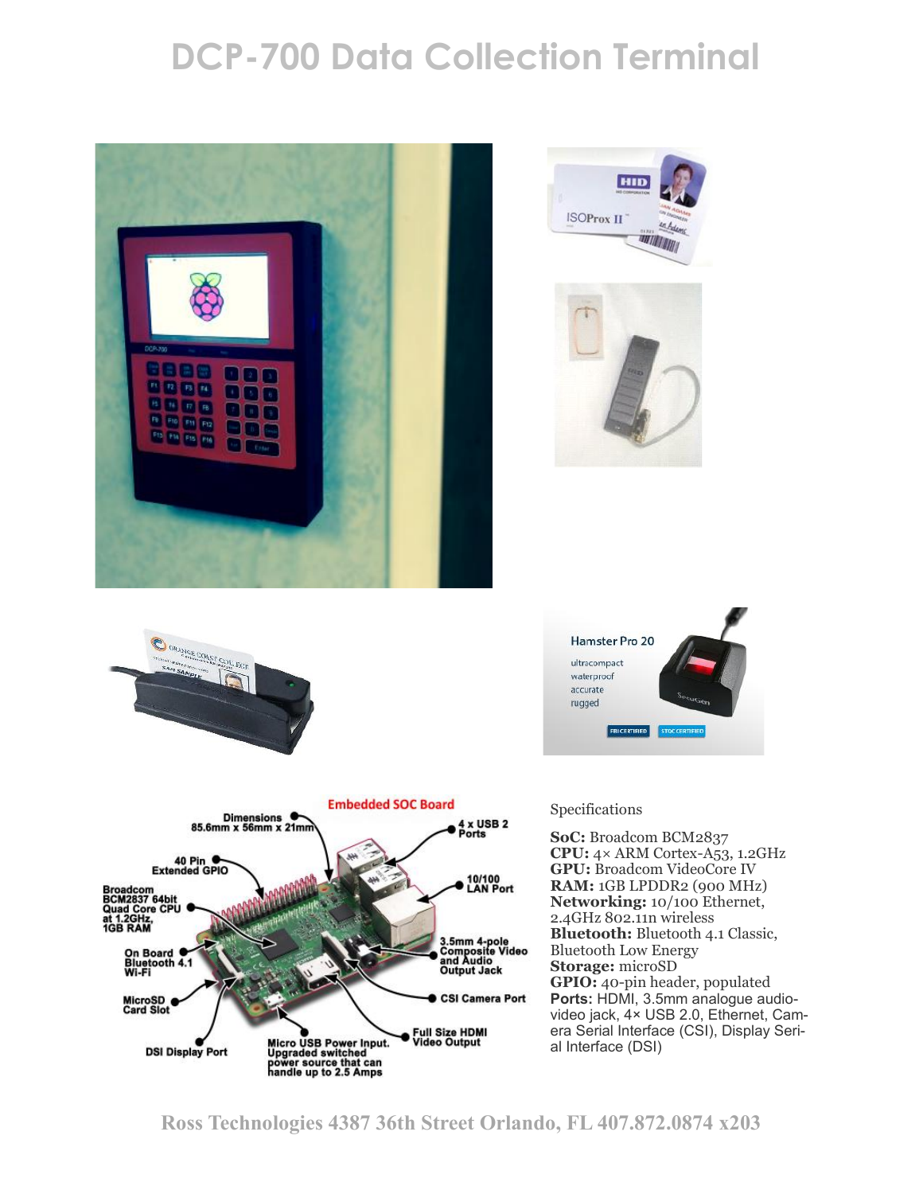# DCP-700 Data Collection Terminal

Embedded SOC Board

Dimensions 85.6mm x 56mm x 21mm

40 Pin Extended GPIO

Broadcom BCM2837 64bit Quad Core CPU at 1.2GHz, 1GB RAM

On Board Bluetooth 4.1 Wi-Fi

MicroSD Card Slot

DSI Display Port

Micro USB Power Input. Upgraded switched power source that can handle up to 2.5 Amps

Full Size HDMI Video Output

CSI Camera Port

3.5mm 4-pole Composite Video and Audio Output Jack

10/100 LAN Port

4 x USB 2 Ports

Specifications

**SoC:** Broadcom BCM2837
**CPU:** 4× ARM Cortex-A53, 1.2GHz
**GPU:** Broadcom VideoCore IV
**RAM:** 1GB LPDDR2 (900 MHz)
**Networking:** 10/100 Ethernet, 2.4GHz 802.11n wireless
**Bluetooth:** Bluetooth 4.1 Classic, Bluetooth Low Energy
**Storage:** microSD
**GPIO:** 40-pin header, populated
**Ports:** HDMI, 3.5mm analogue audio-video jack, 4× USB 2.0, Ethernet, Camera Serial Interface (CSI), Display Serial Interface (DSI)

Ross Technologies 4387 36th Street Orlando, FL 407.872.0874 x203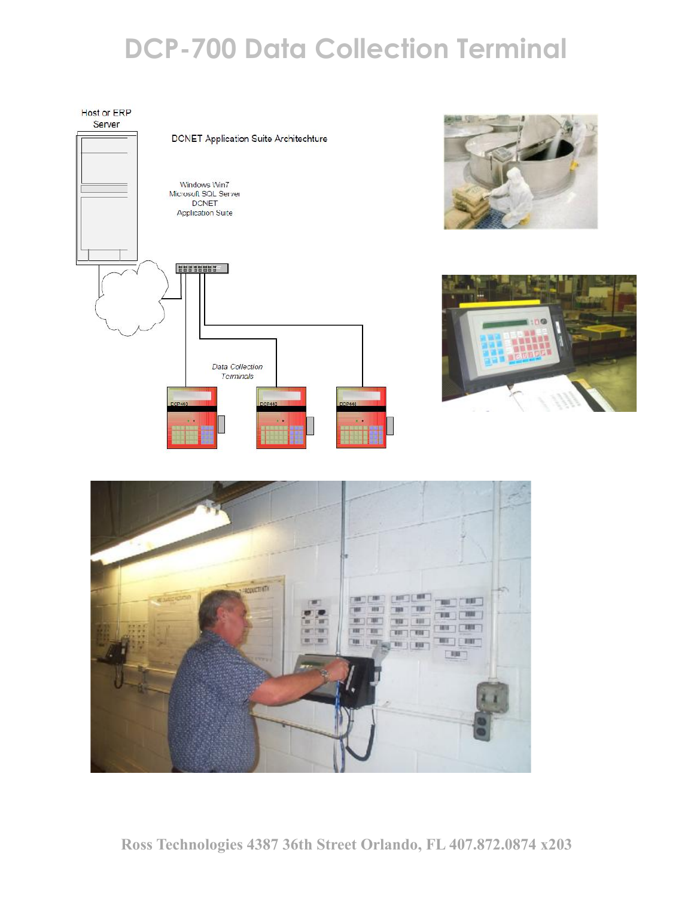# DCP-700 Data Collection Terminal

Host or ERP Server

DCNET Application Suite Architechture

Windows Win7
Microsoft SQL Server
DCNET
Application Suite

Data Collection Terminals

DCP440

DCP442

DCP444

Ross Technologies 4387 36th Street Orlando, FL 407.872.0874 x203